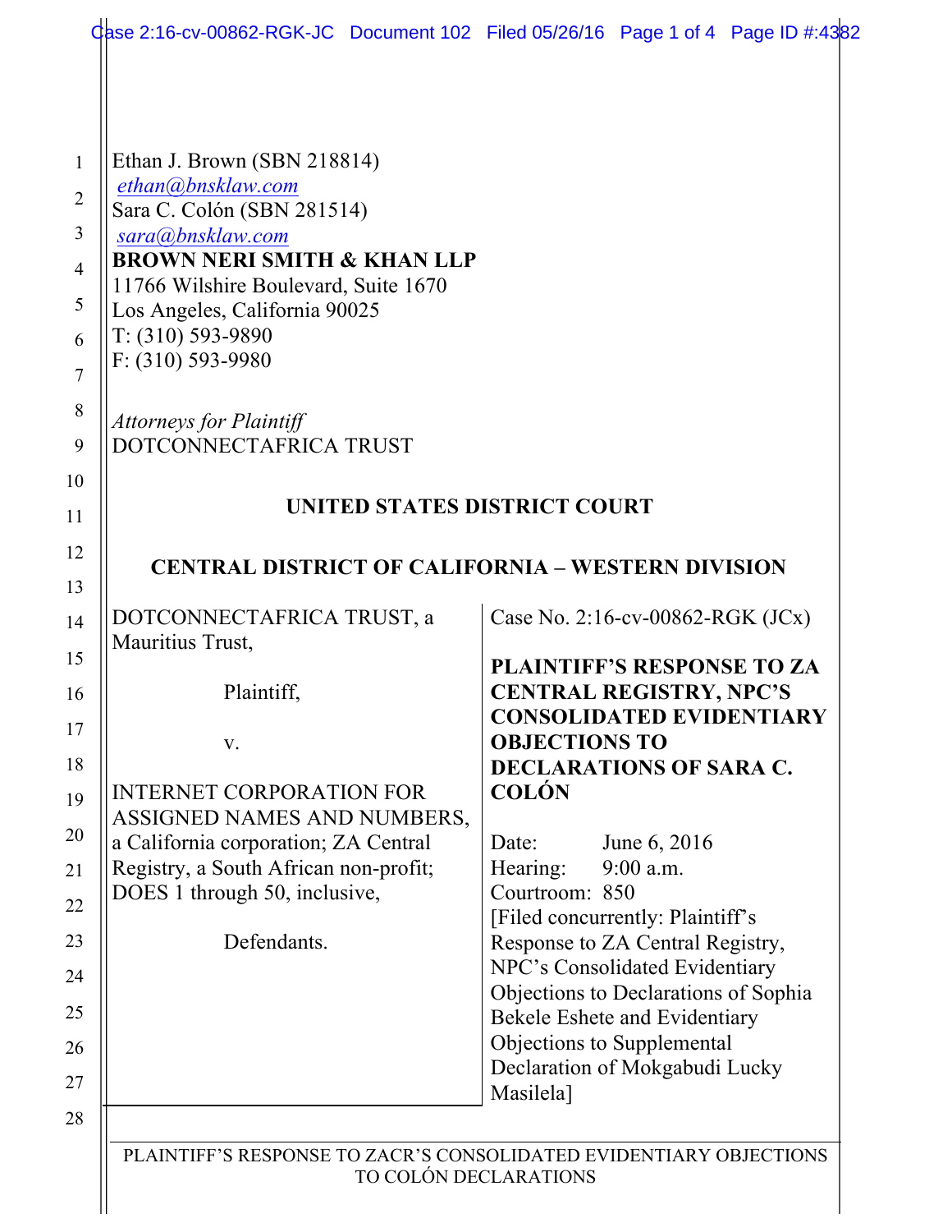Ethan J. Brown (SBN 218814)
ethan@bnsklaw.com
Sara C. Colón (SBN 281514)
sara@bnsklaw.com
**BROWN NERI SMITH & KHAN LLP**
11766 Wilshire Boulevard, Suite 1670
Los Angeles, California 90025
T: (310) 593-9890
F: (310) 593-9980

*Attorneys for Plaintiff*
DOTCONNECTAFRICA TRUST

**UNITED STATES DISTRICT COURT**

**CENTRAL DISTRICT OF CALIFORNIA – WESTERN DIVISION**

| | |
|---|---|
| DOTCONNECTAFRICA TRUST, a Mauritius Trust,<br><br>Plaintiff,<br><br>v.<br><br>INTERNET CORPORATION FOR ASSIGNED NAMES AND NUMBERS, a California corporation; ZA Central Registry, a South African non-profit; DOES 1 through 50, inclusive,<br><br>Defendants. | Case No. 2:16-cv-00862-RGK (JCx)<br><br>**PLAINTIFF'S RESPONSE TO ZA CENTRAL REGISTRY, NPC'S CONSOLIDATED EVIDENTIARY OBJECTIONS TO DECLARATIONS OF SARA C. COLÓN**<br><br>Date: June 6, 2016<br>Hearing: 9:00 a.m.<br>Courtroom: 850<br>[Filed concurrently: Plaintiff's Response to ZA Central Registry, NPC's Consolidated Evidentiary Objections to Declarations of Sophia Bekele Eshete and Evidentiary Objections to Supplemental Declaration of Mokgabudi Lucky Masilela] |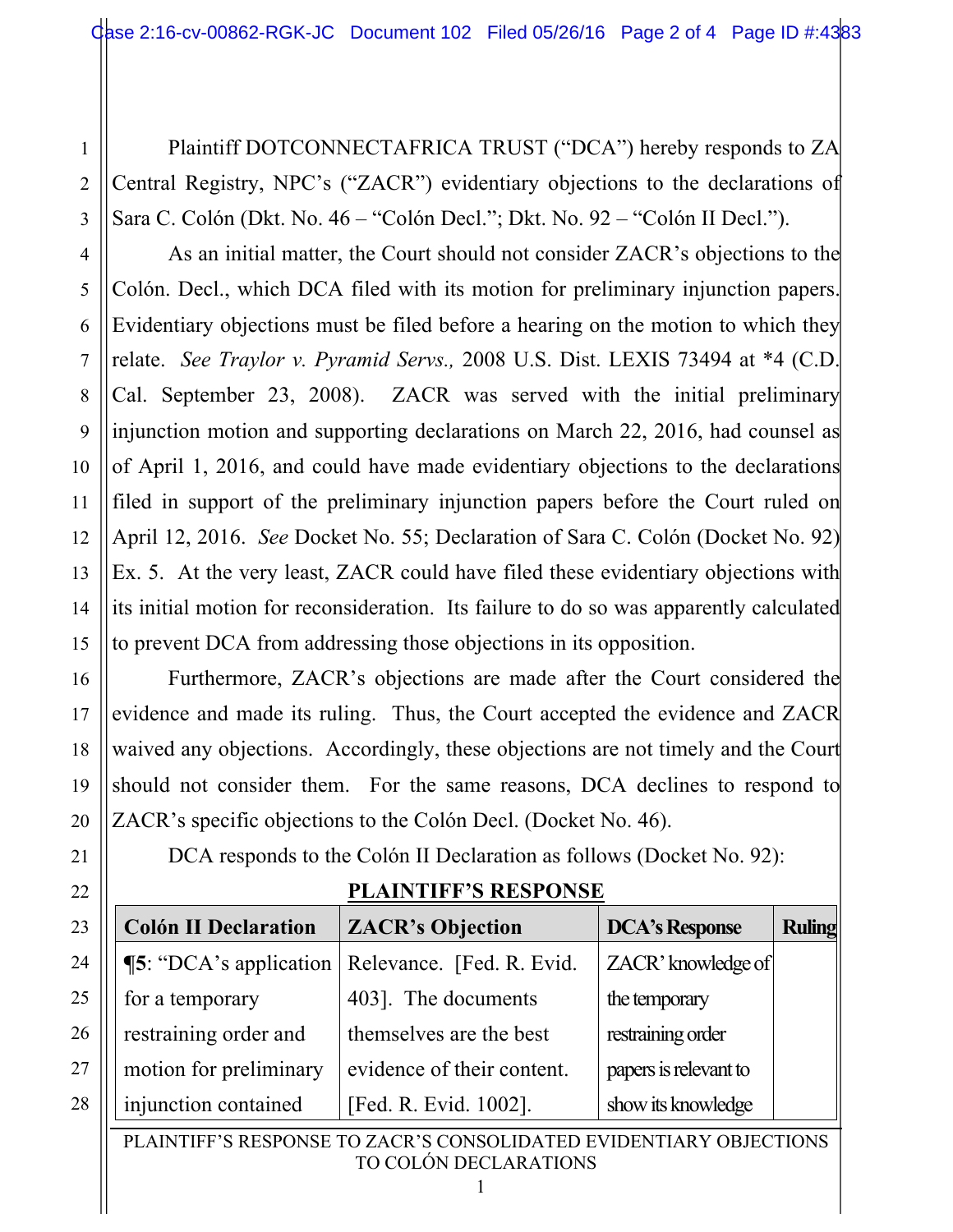Plaintiff DOTCONNECTAFRICA TRUST ("DCA") hereby responds to ZA Central Registry, NPC's ("ZACR") evidentiary objections to the declarations of Sara C. Colón (Dkt. No. 46 – "Colón Decl."; Dkt. No. 92 – "Colón II Decl.").

As an initial matter, the Court should not consider ZACR's objections to the Colón. Decl., which DCA filed with its motion for preliminary injunction papers. Evidentiary objections must be filed before a hearing on the motion to which they relate. *See Traylor v. Pyramid Servs.,* 2008 U.S. Dist. LEXIS 73494 at *4 (C.D. Cal. September 23, 2008). ZACR was served with the initial preliminary injunction motion and supporting declarations on March 22, 2016, had counsel as of April 1, 2016, and could have made evidentiary objections to the declarations filed in support of the preliminary injunction papers before the Court ruled on April 12, 2016. *See* Docket No. 55; Declaration of Sara C. Colón (Docket No. 92) Ex. 5. At the very least, ZACR could have filed these evidentiary objections with its initial motion for reconsideration. Its failure to do so was apparently calculated to prevent DCA from addressing those objections in its opposition.

Furthermore, ZACR's objections are made after the Court considered the evidence and made its ruling. Thus, the Court accepted the evidence and ZACR waived any objections. Accordingly, these objections are not timely and the Court should not consider them. For the same reasons, DCA declines to respond to ZACR's specific objections to the Colón Decl. (Docket No. 46).

DCA responds to the Colón II Declaration as follows (Docket No. 92):

**PLAINTIFF'S RESPONSE**

| Colón II Declaration | ZACR's Objection | DCA's Response | Ruling |
|---|---|---|---|
| ¶5: "DCA's application for a temporary restraining order and motion for preliminary injunction contained | Relevance. [Fed. R. Evid. 403]. The documents themselves are the best evidence of their content. [Fed. R. Evid. 1002]. | ZACR' knowledge of the temporary restraining order papers is relevant to show its knowledge | |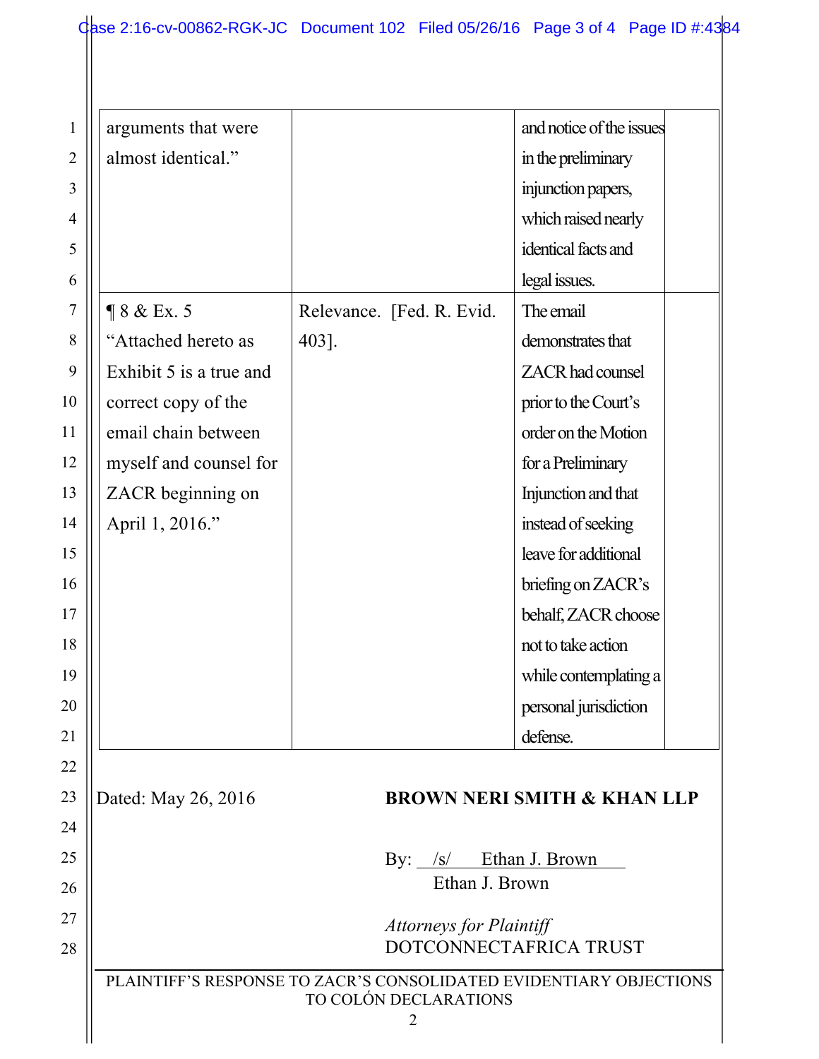| | | | |
|---|---|---|---|
| arguments that were almost identical." | | and notice of the issues in the preliminary injunction papers, which raised nearly identical facts and legal issues. | |
| ¶ 8 & Ex. 5 "Attached hereto as Exhibit 5 is a true and correct copy of the email chain between myself and counsel for ZACR beginning on April 1, 2016." | Relevance. [Fed. R. Evid. 403]. | The email demonstrates that ZACR had counsel prior to the Court's order on the Motion for a Preliminary Injunction and that instead of seeking leave for additional briefing on ZACR's behalf, ZACR choose not to take action while contemplating a personal jurisdiction defense. | |

Dated: May 26, 2016

**BROWN NERI SMITH & KHAN LLP**

By: /s/ Ethan J. Brown
Ethan J. Brown

*Attorneys for Plaintiff*
DOTCONNECTAFRICA TRUST

PLAINTIFF'S RESPONSE TO ZACR'S CONSOLIDATED EVIDENTIARY OBJECTIONS TO COLÓN DECLARATIONS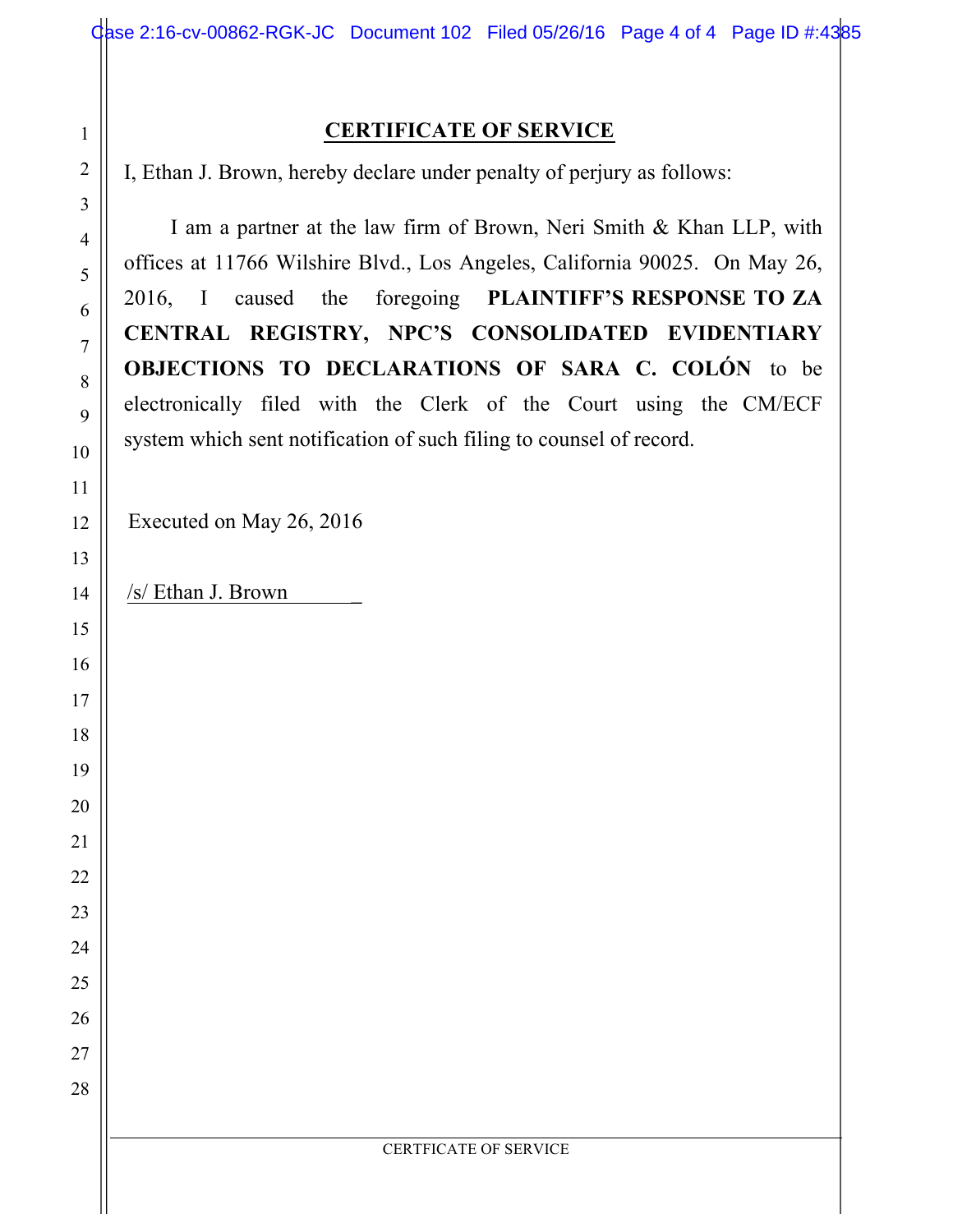## CERTIFICATE OF SERVICE

I, Ethan J. Brown, hereby declare under penalty of perjury as follows:

I am a partner at the law firm of Brown, Neri Smith & Khan LLP, with offices at 11766 Wilshire Blvd., Los Angeles, California 90025. On May 26, 2016, I caused the foregoing **PLAINTIFF'S RESPONSE TO ZA CENTRAL REGISTRY, NPC'S CONSOLIDATED EVIDENTIARY OBJECTIONS TO DECLARATIONS OF SARA C. COLÓN** to be electronically filed with the Clerk of the Court using the CM/ECF system which sent notification of such filing to counsel of record.

Executed on May 26, 2016

/s/ Ethan J. Brown